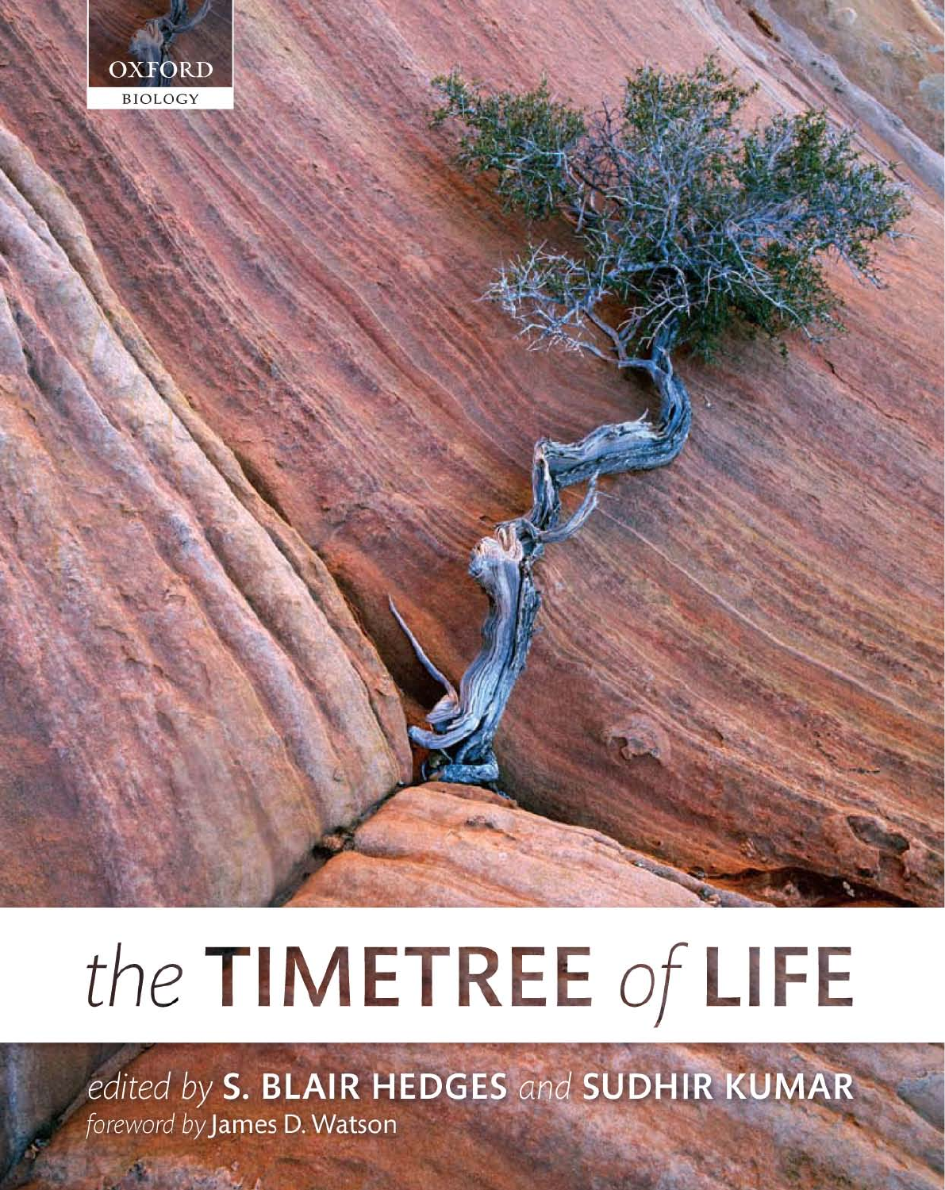OXFORD

BIOLOGY

# *the* TIMETREE *of* LIFE

*edited by* **S. BLAIR HEDGES** *and* **SUDHIR KUMAR**

*foreword by* James D. Watson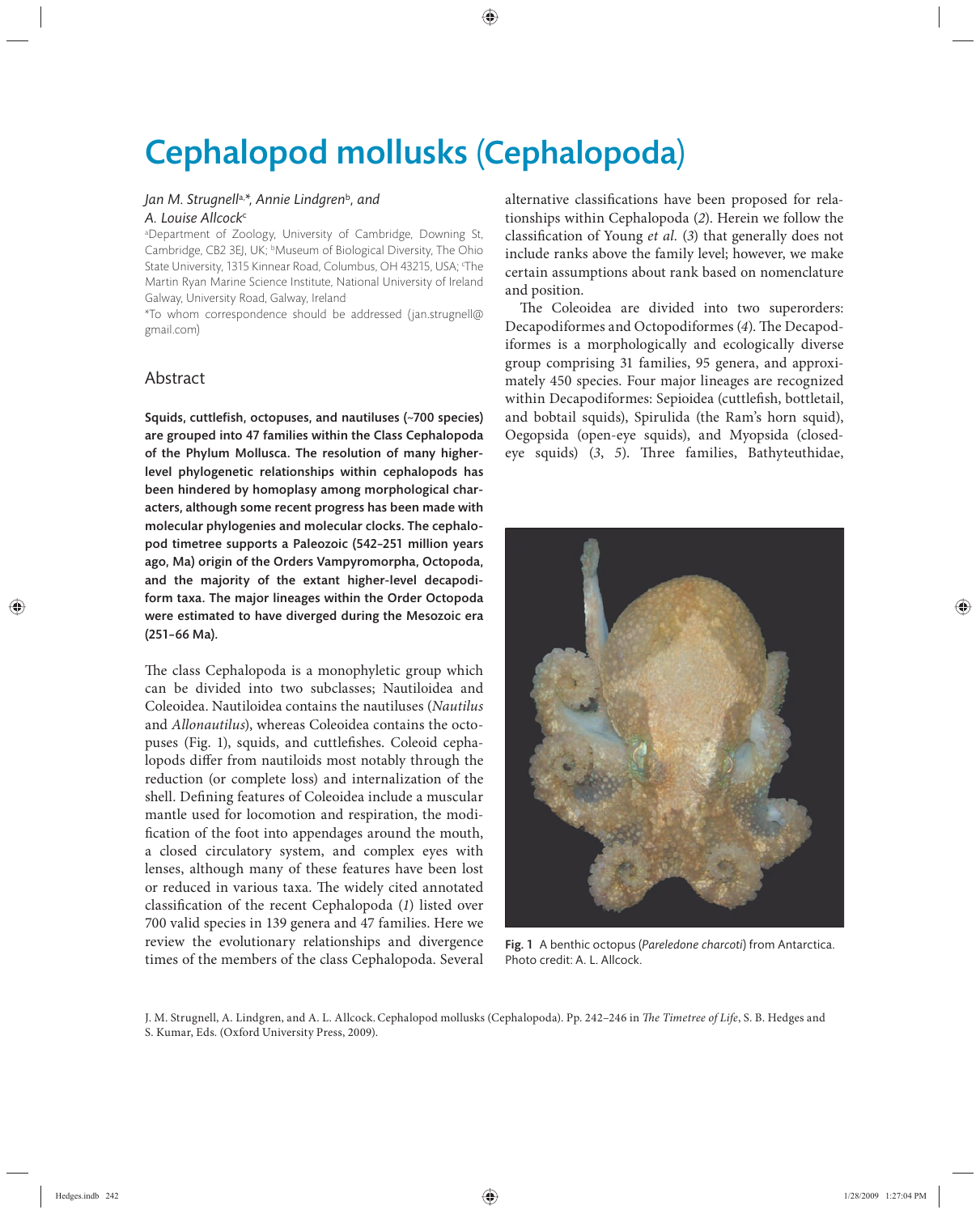# Cephalopod mollusks (Cephalopoda)

*Jan M. Strugnell[a,*], Annie Lindgren[b], and A. Louise Allcock[c]*

[a]Department of Zoology, University of Cambridge, Downing St, Cambridge, CB2 3EJ, UK; [b]Museum of Biological Diversity, The Ohio State University, 1315 Kinnear Road, Columbus, OH 43215, USA; [c]The Martin Ryan Marine Science Institute, National University of Ireland Galway, University Road, Galway, Ireland

*To whom correspondence should be addressed (jan.strugnell@gmail.com)

## Abstract

**Squids, cuttlefish, octopuses, and nautiluses (~700 species) are grouped into 47 families within the Class Cephalopoda of the Phylum Mollusca. The resolution of many higher-level phylogenetic relationships within cephalopods has been hindered by homoplasy among morphological characters, although some recent progress has been made with molecular phylogenies and molecular clocks. The cephalopod timetree supports a Paleozoic (542–251 million years ago, Ma) origin of the Orders Vampyromorpha, Octopoda, and the majority of the extant higher-level decapodiform taxa. The major lineages within the Order Octopoda were estimated to have diverged during the Mesozoic era (251–66 Ma).**

The class Cephalopoda is a monophyletic group which can be divided into two subclasses; Nautiloidea and Coleoidea. Nautiloidea contains the nautiluses (*Nautilus* and *Allonautilus*), whereas Coleoidea contains the octopuses (Fig. 1), squids, and cuttlefishes. Coleoid cephalopods differ from nautiloids most notably through the reduction (or complete loss) and internalization of the shell. Defining features of Coleoidea include a muscular mantle used for locomotion and respiration, the modification of the foot into appendages around the mouth, a closed circulatory system, and complex eyes with lenses, although many of these features have been lost or reduced in various taxa. The widely cited annotated classification of the recent Cephalopoda (*1*) listed over 700 valid species in 139 genera and 47 families. Here we review the evolutionary relationships and divergence times of the members of the class Cephalopoda. Several alternative classifications have been proposed for relationships within Cephalopoda (*2*). Herein we follow the classification of Young *et al.* (*3*) that generally does not include ranks above the family level; however, we make certain assumptions about rank based on nomenclature and position.

The Coleoidea are divided into two superorders: Decapodiformes and Octopodiformes (*4*). The Decapodiformes is a morphologically and ecologically diverse group comprising 31 families, 95 genera, and approximately 450 species. Four major lineages are recognized within Decapodiformes: Sepioidea (cuttlefish, bottletail, and bobtail squids), Spirulida (the Ram's horn squid), Oegopsida (open-eye squids), and Myopsida (closed-eye squids) (*3*, *5*). Three families, Bathyteuthidae,

**Fig. 1** A benthic octopus (*Pareledone charcoti*) from Antarctica. Photo credit: A. L. Allcock.

J. M. Strugnell, A. Lindgren, and A. L. Allcock. Cephalopod mollusks (Cephalopoda). Pp. 242–246 in *The Timetree of Life*, S. B. Hedges and S. Kumar, Eds. (Oxford University Press, 2009).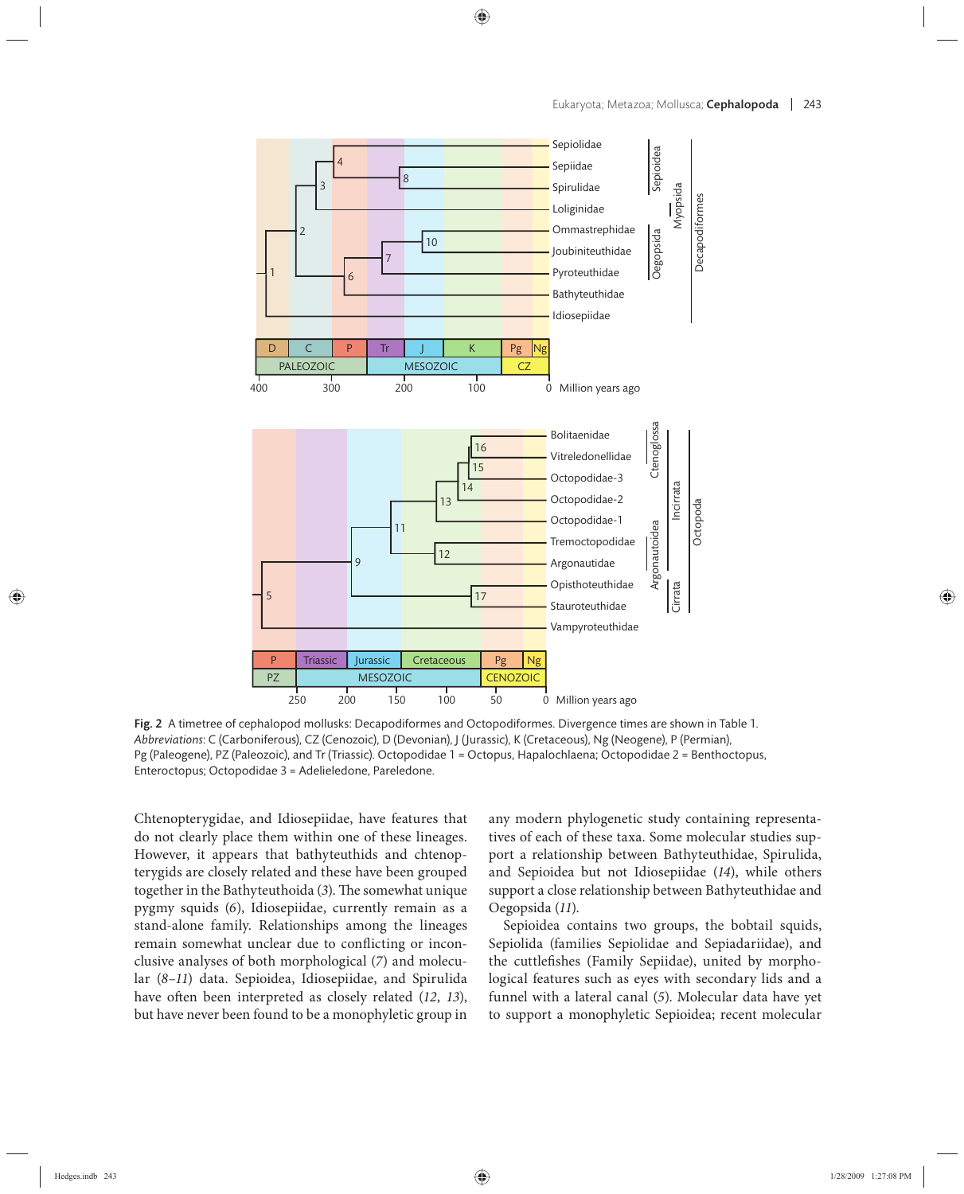Fig. 2 A timetree of cephalopod mollusks: Decapodiformes and Octopodiformes. Divergence times are shown in Table 1. *Abbreviations*: C (Carboniferous), CZ (Cenozoic), D (Devonian), J (Jurassic), K (Cretaceous), Ng (Neogene), P (Permian), Pg (Paleogene), PZ (Paleozoic), and Tr (Triassic). Octopodidae 1 = Octopus, Hapalochlaena; Octopodidae 2 = Benthoctopus, Enteroctopus; Octopodidae 3 = Adelieledone, Pareledone.

Chtenopterygidae, and Idiosepiidae, have features that do not clearly place them within one of these lineages. However, it appears that bathyteuthids and chtenopterygids are closely related and these have been grouped together in the Bathyteuthoida (*3*). The somewhat unique pygmy squids (*6*), Idiosepiidae, currently remain as a stand-alone family. Relationships among the lineages remain somewhat unclear due to conflicting or inconclusive analyses of both morphological (*7*) and molecular (*8–11*) data. Sepioidea, Idiosepiidae, and Spirulida have often been interpreted as closely related (*12*, *13*), but have never been found to be a monophyletic group in any modern phylogenetic study containing representatives of each of these taxa. Some molecular studies support a relationship between Bathyteuthidae, Spirulida, and Sepioidea but not Idiosepiidae (*14*), while others support a close relationship between Bathyteuthidae and Oegopsida (*11*).

Sepioidea contains two groups, the bobtail squids, Sepiolida (families Sepiolidae and Sepiadariidae), and the cuttlefishes (Family Sepiidae), united by morphological features such as eyes with secondary lids and a funnel with a lateral canal (*5*). Molecular data have yet to support a monophyletic Sepioidea; recent molecular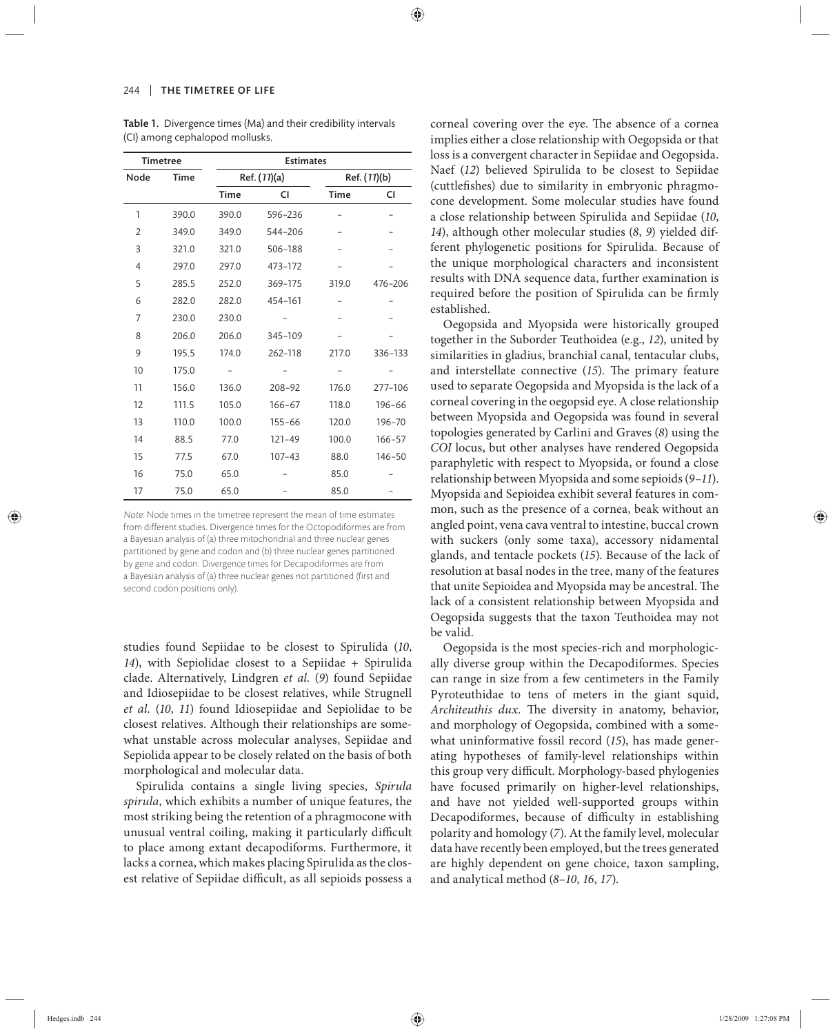**Table 1.** Divergence times (Ma) and their credibility intervals (CI) among cephalopod mollusks.

| Timetree | | Estimates | | | |
|---|---|---|---|---|---|
| | | Ref. (*11*)(a) | | Ref. (*11*)(b) | |
| Node | Time | Time | CI | Time | CI |
| 1 | 390.0 | 390.0 | 596–236 | – | – |
| 2 | 349.0 | 349.0 | 544–206 | – | – |
| 3 | 321.0 | 321.0 | 506–188 | – | – |
| 4 | 297.0 | 297.0 | 473–172 | – | – |
| 5 | 285.5 | 252.0 | 369–175 | 319.0 | 476–206 |
| 6 | 282.0 | 282.0 | 454–161 | – | – |
| 7 | 230.0 | 230.0 | – | – | – |
| 8 | 206.0 | 206.0 | 345–109 | – | – |
| 9 | 195.5 | 174.0 | 262–118 | 217.0 | 336–133 |
| 10 | 175.0 | – | – | – | – |
| 11 | 156.0 | 136.0 | 208–92 | 176.0 | 277–106 |
| 12 | 111.5 | 105.0 | 166–67 | 118.0 | 196–66 |
| 13 | 110.0 | 100.0 | 155–66 | 120.0 | 196–70 |
| 14 | 88.5 | 77.0 | 121–49 | 100.0 | 166–57 |
| 15 | 77.5 | 67.0 | 107–43 | 88.0 | 146–50 |
| 16 | 75.0 | 65.0 | – | 85.0 | – |
| 17 | 75.0 | 65.0 | – | 85.0 | – |

*Note*: Node times in the timetree represent the mean of time estimates from different studies. Divergence times for the Octopodiformes are from a Bayesian analysis of (a) three mitochondrial and three nuclear genes partitioned by gene and codon and (b) three nuclear genes partitioned by gene and codon. Divergence times for Decapodiformes are from a Bayesian analysis of (a) three nuclear genes not partitioned (first and second codon positions only).

studies found Sepiidae to be closest to Spirulida (*10*, *14*), with Sepiolidae closest to a Sepiidae + Spirulida clade. Alternatively, Lindgren *et al.* (*9*) found Sepiidae and Idiosepiidae to be closest relatives, while Strugnell *et al.* (*10*, *11*) found Idiosepiidae and Sepiolidae to be closest relatives. Although their relationships are somewhat unstable across molecular analyses, Sepiidae and Sepiolida appear to be closely related on the basis of both morphological and molecular data.

Spirulida contains a single living species, *Spirula spirula*, which exhibits a number of unique features, the most striking being the retention of a phragmocone with unusual ventral coiling, making it particularly difficult to place among extant decapodiforms. Furthermore, it lacks a cornea, which makes placing Spirulida as the closest relative of Sepiidae difficult, as all sepioids possess a corneal covering over the eye. The absence of a cornea implies either a close relationship with Oegopsida or that loss is a convergent character in Sepiidae and Oegopsida. Naef (*12*) believed Spirulida to be closest to Sepiidae (cuttlefishes) due to similarity in embryonic phragmocone development. Some molecular studies have found a close relationship between Spirulida and Sepiidae (*10*, *14*), although other molecular studies (*8*, *9*) yielded different phylogenetic positions for Spirulida. Because of the unique morphological characters and inconsistent results with DNA sequence data, further examination is required before the position of Spirulida can be firmly established.

Oegopsida and Myopsida were historically grouped together in the Suborder Teuthoidea (e.g., *12*), united by similarities in gladius, branchial canal, tentacular clubs, and interstellate connective (*15*). The primary feature used to separate Oegopsida and Myopsida is the lack of a corneal covering in the oegopsid eye. A close relationship between Myopsida and Oegopsida was found in several topologies generated by Carlini and Graves (*8*) using the *COI* locus, but other analyses have rendered Oegopsida paraphyletic with respect to Myopsida, or found a close relationship between Myopsida and some sepioids (*9–11*). Myopsida and Sepioidea exhibit several features in common, such as the presence of a cornea, beak without an angled point, vena cava ventral to intestine, buccal crown with suckers (only some taxa), accessory nidamental glands, and tentacle pockets (*15*). Because of the lack of resolution at basal nodes in the tree, many of the features that unite Sepioidea and Myopsida may be ancestral. The lack of a consistent relationship between Myopsida and Oegopsida suggests that the taxon Teuthoidea may not be valid.

Oegopsida is the most species-rich and morphologically diverse group within the Decapodiformes. Species can range in size from a few centimeters in the Family Pyroteuthidae to tens of meters in the giant squid, *Architeuthis dux*. The diversity in anatomy, behavior, and morphology of Oegopsida, combined with a somewhat uninformative fossil record (*15*), has made generating hypotheses of family-level relationships within this group very difficult. Morphology-based phylogenies have focused primarily on higher-level relationships, and have not yielded well-supported groups within Decapodiformes, because of difficulty in establishing polarity and homology (*7*). At the family level, molecular data have recently been employed, but the trees generated are highly dependent on gene choice, taxon sampling, and analytical method (*8–10*, *16*, *17*).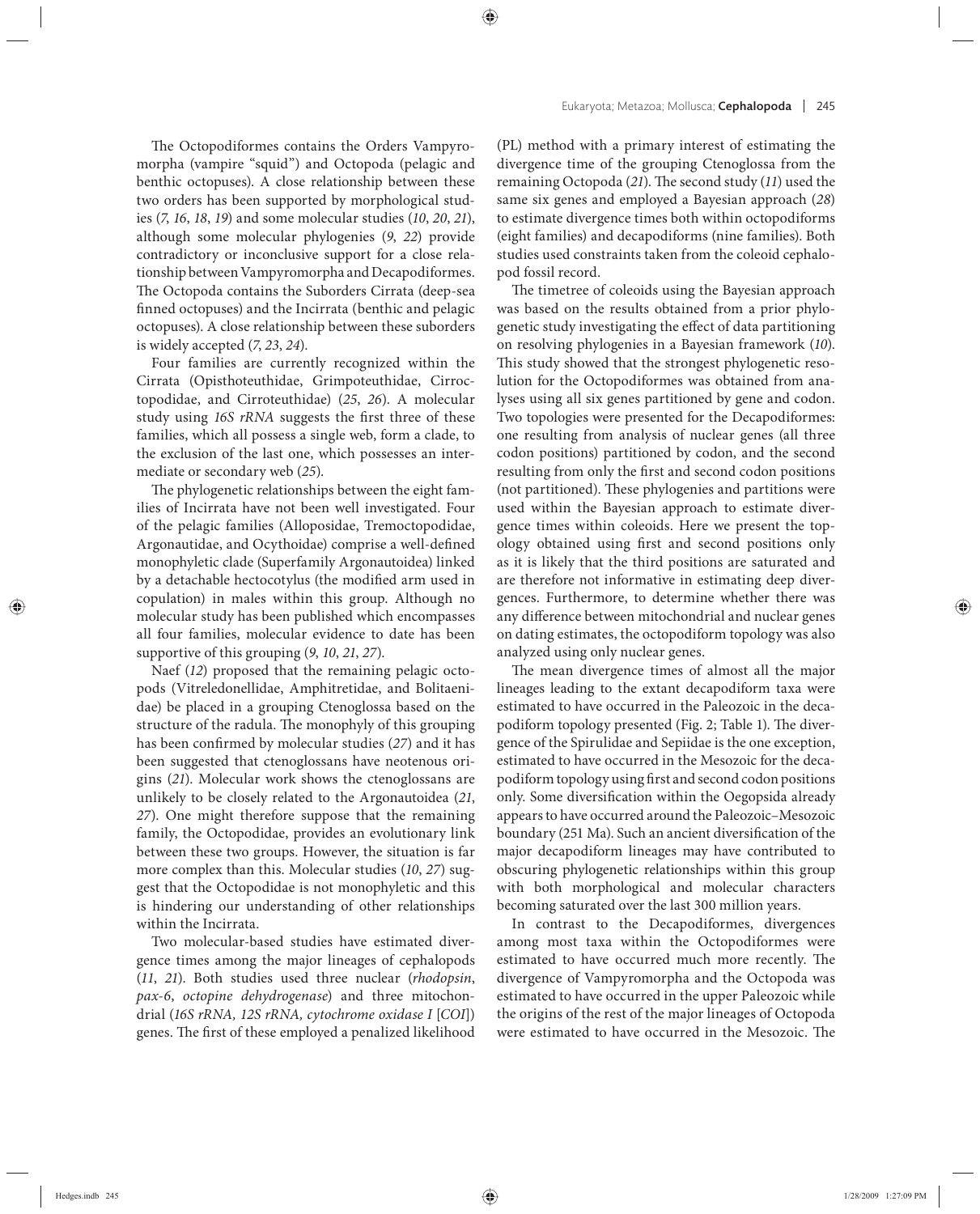The Octopodiformes contains the Orders Vampyromorpha (vampire "squid") and Octopoda (pelagic and benthic octopuses). A close relationship between these two orders has been supported by morphological studies (*7*, *16*, *18*, *19*) and some molecular studies (*10*, *20*, *21*), although some molecular phylogenies (*9*, *22*) provide contradictory or inconclusive support for a close relationship between Vampyromorpha and Decapodiformes. The Octopoda contains the Suborders Cirrata (deep-sea finned octopuses) and the Incirrata (benthic and pelagic octopuses). A close relationship between these suborders is widely accepted (*7*, *23*, *24*).

Four families are currently recognized within the Cirrata (Opisthoteuthidae, Grimpoteuthidae, Cirroctopodidae, and Cirroteuthidae) (*25*, *26*). A molecular study using *16S rRNA* suggests the first three of these families, which all possess a single web, form a clade, to the exclusion of the last one, which possesses an intermediate or secondary web (*25*).

The phylogenetic relationships between the eight families of Incirrata have not been well investigated. Four of the pelagic families (Alloposidae, Tremoctopodidae, Argonautidae, and Ocythoidae) comprise a well-defined monophyletic clade (Superfamily Argonautoidea) linked by a detachable hectocotylus (the modified arm used in copulation) in males within this group. Although no molecular study has been published which encompasses all four families, molecular evidence to date has been supportive of this grouping (*9*, *10*, *21*, *27*).

Naef (*12*) proposed that the remaining pelagic octopods (Vitreledonellidae, Amphitretidae, and Bolitaenidae) be placed in a grouping Ctenoglossa based on the structure of the radula. The monophyly of this grouping has been confirmed by molecular studies (*27*) and it has been suggested that ctenoglossans have neotenous origins (*21*). Molecular work shows the ctenoglossans are unlikely to be closely related to the Argonautoidea (*21*, *27*). One might therefore suppose that the remaining family, the Octopodidae, provides an evolutionary link between these two groups. However, the situation is far more complex than this. Molecular studies (*10*, *27*) suggest that the Octopodidae is not monophyletic and this is hindering our understanding of other relationships within the Incirrata.

Two molecular-based studies have estimated divergence times among the major lineages of cephalopods (*11*, *21*). Both studies used three nuclear (*rhodopsin*, *pax-6*, *octopine dehydrogenase*) and three mitochondrial (*16S rRNA, 12S rRNA, cytochrome oxidase I* [*COI*]) genes. The first of these employed a penalized likelihood (PL) method with a primary interest of estimating the divergence time of the grouping Ctenoglossa from the remaining Octopoda (*21*). The second study (*11*) used the same six genes and employed a Bayesian approach (*28*) to estimate divergence times both within octopodiforms (eight families) and decapodiforms (nine families). Both studies used constraints taken from the coleoid cephalopod fossil record.

The timetree of coleoids using the Bayesian approach was based on the results obtained from a prior phylogenetic study investigating the effect of data partitioning on resolving phylogenies in a Bayesian framework (*10*). This study showed that the strongest phylogenetic resolution for the Octopodiformes was obtained from analyses using all six genes partitioned by gene and codon. Two topologies were presented for the Decapodiformes: one resulting from analysis of nuclear genes (all three codon positions) partitioned by codon, and the second resulting from only the first and second codon positions (not partitioned). These phylogenies and partitions were used within the Bayesian approach to estimate divergence times within coleoids. Here we present the topology obtained using first and second positions only as it is likely that the third positions are saturated and are therefore not informative in estimating deep divergences. Furthermore, to determine whether there was any difference between mitochondrial and nuclear genes on dating estimates, the octopodiform topology was also analyzed using only nuclear genes.

The mean divergence times of almost all the major lineages leading to the extant decapodiform taxa were estimated to have occurred in the Paleozoic in the decapodiform topology presented (Fig. 2; Table 1). The divergence of the Spirulidae and Sepiidae is the one exception, estimated to have occurred in the Mesozoic for the decapodiform topology using first and second codon positions only. Some diversification within the Oegopsida already appears to have occurred around the Paleozoic–Mesozoic boundary (251 Ma). Such an ancient diversification of the major decapodiform lineages may have contributed to obscuring phylogenetic relationships within this group with both morphological and molecular characters becoming saturated over the last 300 million years.

In contrast to the Decapodiformes, divergences among most taxa within the Octopodiformes were estimated to have occurred much more recently. The divergence of Vampyromorpha and the Octopoda was estimated to have occurred in the upper Paleozoic while the origins of the rest of the major lineages of Octopoda were estimated to have occurred in the Mesozoic. The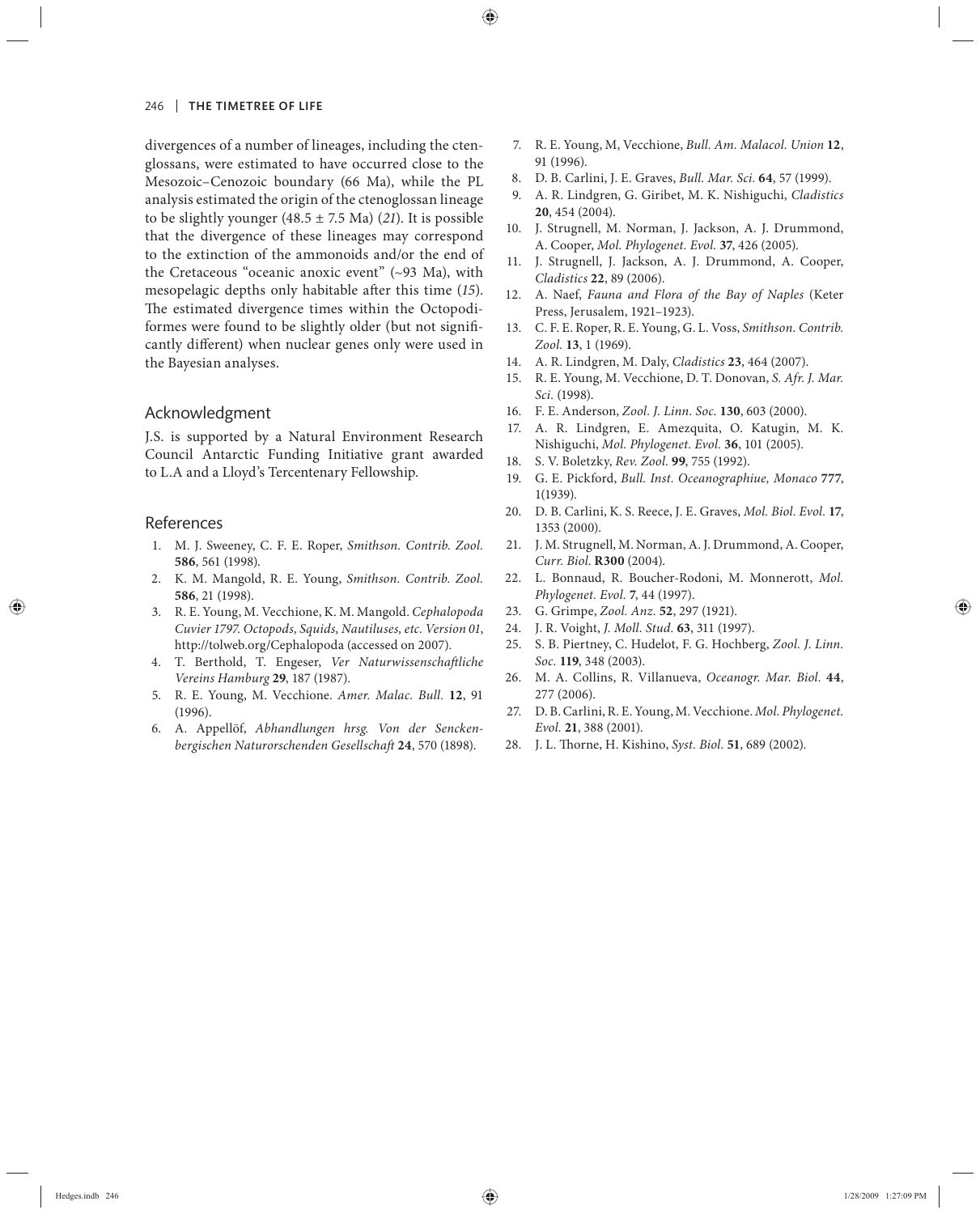divergences of a number of lineages, including the ctenglossans, were estimated to have occurred close to the Mesozoic–Cenozoic boundary (66 Ma), while the PL analysis estimated the origin of the ctenoglossan lineage to be slightly younger (48.5 ± 7.5 Ma) (*21*). It is possible that the divergence of these lineages may correspond to the extinction of the ammonoids and/or the end of the Cretaceous "oceanic anoxic event" (~93 Ma), with mesopelagic depths only habitable after this time (*15*). The estimated divergence times within the Octopodiformes were found to be slightly older (but not significantly different) when nuclear genes only were used in the Bayesian analyses.

## Acknowledgment

J.S. is supported by a Natural Environment Research Council Antarctic Funding Initiative grant awarded to L.A and a Lloyd's Tercentenary Fellowship.

## References

1. M. J. Sweeney, C. F. E. Roper, *Smithson. Contrib. Zool.* **586**, 561 (1998).
2. K. M. Mangold, R. E. Young, *Smithson. Contrib. Zool.* **586**, 21 (1998).
3. R. E. Young, M. Vecchione, K. M. Mangold. *Cephalopoda Cuvier 1797. Octopods, Squids, Nautiluses, etc. Version 01*, http://tolweb.org/Cephalopoda (accessed on 2007).
4. T. Berthold, T. Engeser, *Ver Naturwissenschaftliche Vereins Hamburg* **29**, 187 (1987).
5. R. E. Young, M. Vecchione. *Amer. Malac. Bull.* **12**, 91 (1996).
6. A. Appellöf, *Abhandlungen hrsg. Von der Senckenbergischen Naturorschenden Gesellschaft* **24**, 570 (1898).
7. R. E. Young, M, Vecchione, *Bull. Am. Malacol. Union* **12**, 91 (1996).
8. D. B. Carlini, J. E. Graves, *Bull. Mar. Sci.* **64**, 57 (1999).
9. A. R. Lindgren, G. Giribet, M. K. Nishiguchi, *Cladistics* **20**, 454 (2004).
10. J. Strugnell, M. Norman, J. Jackson, A. J. Drummond, A. Cooper, *Mol. Phylogenet. Evol.* **37**, 426 (2005).
11. J. Strugnell, J. Jackson, A. J. Drummond, A. Cooper, *Cladistics* **22**, 89 (2006).
12. A. Naef, *Fauna and Flora of the Bay of Naples* (Keter Press, Jerusalem, 1921–1923).
13. C. F. E. Roper, R. E. Young, G. L. Voss, *Smithson. Contrib. Zool.* **13**, 1 (1969).
14. A. R. Lindgren, M. Daly, *Cladistics* **23**, 464 (2007).
15. R. E. Young, M. Vecchione, D. T. Donovan, *S. Afr. J. Mar. Sci.* (1998).
16. F. E. Anderson, *Zool. J. Linn. Soc.* **130**, 603 (2000).
17. A. R. Lindgren, E. Amezquita, O. Katugin, M. K. Nishiguchi, *Mol. Phylogenet. Evol.* **36**, 101 (2005).
18. S. V. Boletzky, *Rev. Zool.* **99**, 755 (1992).
19. G. E. Pickford, *Bull. Inst. Oceanographiue, Monaco* **777**, 1(1939).
20. D. B. Carlini, K. S. Reece, J. E. Graves, *Mol. Biol. Evol.* **17**, 1353 (2000).
21. J. M. Strugnell, M. Norman, A. J. Drummond, A. Cooper, *Curr. Biol.* **R300** (2004).
22. L. Bonnaud, R. Boucher-Rodoni, M. Monnerott, *Mol. Phylogenet. Evol.* **7**, 44 (1997).
23. G. Grimpe, *Zool. Anz.* **52**, 297 (1921).
24. J. R. Voight, *J. Moll. Stud.* **63**, 311 (1997).
25. S. B. Piertney, C. Hudelot, F. G. Hochberg, *Zool. J. Linn. Soc.* **119**, 348 (2003).
26. M. A. Collins, R. Villanueva, *Oceanogr. Mar. Biol.* **44**, 277 (2006).
27. D. B. Carlini, R. E. Young, M. Vecchione. *Mol. Phylogenet. Evol.* **21**, 388 (2001).
28. J. L. Thorne, H. Kishino, *Syst. Biol.* **51**, 689 (2002).